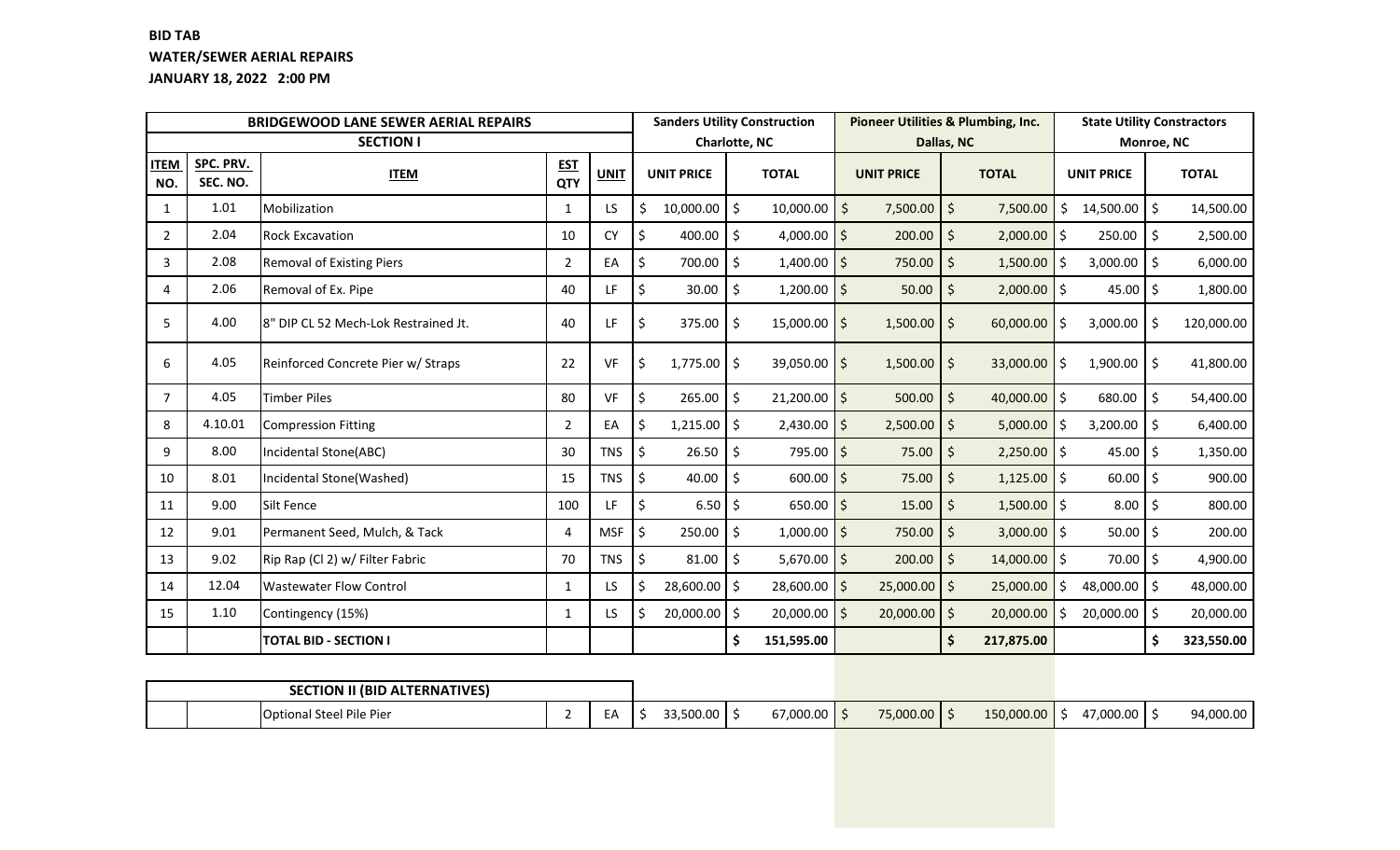**BID TAB**
**WATER/SEWER AERIAL REPAIRS**
**JANUARY 18, 2022 2:00 PM**

| BRIDGEWOOD LANE SEWER AERIAL REPAIRS | | | | | Sanders Utility Construction | | Pioneer Utilities & Plumbing, Inc. | | State Utility Constructors | |
|---|---|---|---|---|---|---|---|---|---|---|
| SECTION I | | | | | Charlotte, NC | | Dallas, NC | | Monroe, NC | |
| ITEM NO. | SPC. PRV. SEC. NO. | ITEM | EST QTY | UNIT | UNIT PRICE | TOTAL | UNIT PRICE | TOTAL | UNIT PRICE | TOTAL |
| 1 | 1.01 | Mobilization | 1 | LS | $ 10,000.00 | $ 10,000.00 | $ 7,500.00 | $ 7,500.00 | $ 14,500.00 | $ 14,500.00 |
| 2 | 2.04 | Rock Excavation | 10 | CY | $ 400.00 | $ 4,000.00 | $ 200.00 | $ 2,000.00 | $ 250.00 | $ 2,500.00 |
| 3 | 2.08 | Removal of Existing Piers | 2 | EA | $ 700.00 | $ 1,400.00 | $ 750.00 | $ 1,500.00 | $ 3,000.00 | $ 6,000.00 |
| 4 | 2.06 | Removal of Ex. Pipe | 40 | LF | $ 30.00 | $ 1,200.00 | $ 50.00 | $ 2,000.00 | $ 45.00 | $ 1,800.00 |
| 5 | 4.00 | 8" DIP CL 52 Mech-Lok Restrained Jt. | 40 | LF | $ 375.00 | $ 15,000.00 | $ 1,500.00 | $ 60,000.00 | $ 3,000.00 | $ 120,000.00 |
| 6 | 4.05 | Reinforced Concrete Pier w/ Straps | 22 | VF | $ 1,775.00 | $ 39,050.00 | $ 1,500.00 | $ 33,000.00 | $ 1,900.00 | $ 41,800.00 |
| 7 | 4.05 | Timber Piles | 80 | VF | $ 265.00 | $ 21,200.00 | $ 500.00 | $ 40,000.00 | $ 680.00 | $ 54,400.00 |
| 8 | 4.10.01 | Compression Fitting | 2 | EA | $ 1,215.00 | $ 2,430.00 | $ 2,500.00 | $ 5,000.00 | $ 3,200.00 | $ 6,400.00 |
| 9 | 8.00 | Incidental Stone(ABC) | 30 | TNS | $ 26.50 | $ 795.00 | $ 75.00 | $ 2,250.00 | $ 45.00 | $ 1,350.00 |
| 10 | 8.01 | Incidental Stone(Washed) | 15 | TNS | $ 40.00 | $ 600.00 | $ 75.00 | $ 1,125.00 | $ 60.00 | $ 900.00 |
| 11 | 9.00 | Silt Fence | 100 | LF | $ 6.50 | $ 650.00 | $ 15.00 | $ 1,500.00 | $ 8.00 | $ 800.00 |
| 12 | 9.01 | Permanent Seed, Mulch, & Tack | 4 | MSF | $ 250.00 | $ 1,000.00 | $ 750.00 | $ 3,000.00 | $ 50.00 | $ 200.00 |
| 13 | 9.02 | Rip Rap (Cl 2) w/ Filter Fabric | 70 | TNS | $ 81.00 | $ 5,670.00 | $ 200.00 | $ 14,000.00 | $ 70.00 | $ 4,900.00 |
| 14 | 12.04 | Wastewater Flow Control | 1 | LS | $ 28,600.00 | $ 28,600.00 | $ 25,000.00 | $ 25,000.00 | $ 48,000.00 | $ 48,000.00 |
| 15 | 1.10 | Contingency (15%) | 1 | LS | $ 20,000.00 | $ 20,000.00 | $ 20,000.00 | $ 20,000.00 | $ 20,000.00 | $ 20,000.00 |
| | | **TOTAL BID - SECTION I** | | | | **$ 151,595.00** | | **$ 217,875.00** | | **$ 323,550.00** |

| SECTION II (BID ALTERNATIVES) | | | | | | | | | | |
|---|---|---|---|---|---|---|---|---|---|---|
| | | Optional Steel Pile Pier | 2 | EA | $ 33,500.00 | $ 67,000.00 | $ 75,000.00 | $ 150,000.00 | $ 47,000.00 | $ 94,000.00 |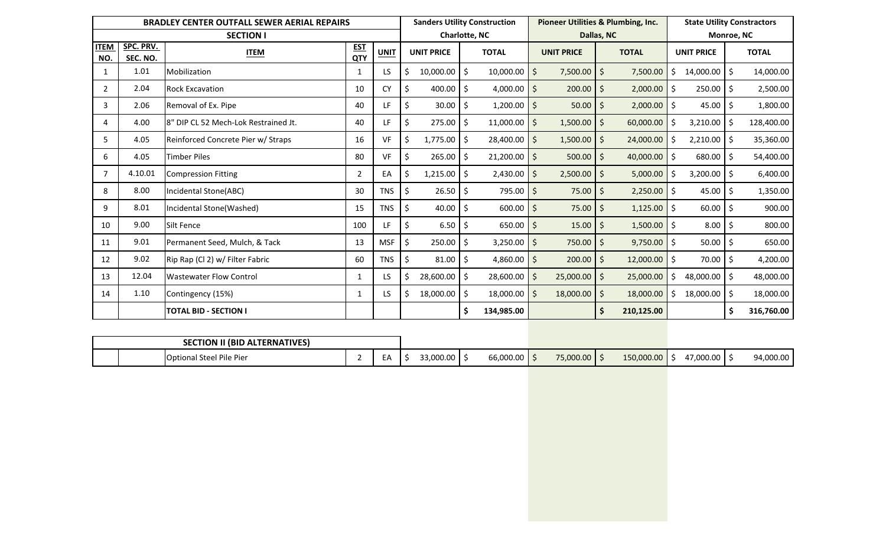| BRADLEY CENTER OUTFALL SEWER AERIAL REPAIRS | | | | | Sanders Utility Construction | | Pioneer Utilities & Plumbing, Inc. | | State Utility Constructors | |
|---|---|---|---|---|---|---|---|---|---|---|
| SECTION I | | | | | Charlotte, NC | | Dallas, NC | | Monroe, NC | |
| ITEM NO. | SPC. PRV. SEC. NO. | ITEM | EST QTY | UNIT | UNIT PRICE | TOTAL | UNIT PRICE | TOTAL | UNIT PRICE | TOTAL |
| 1 | 1.01 | Mobilization | 1 | LS | $ 10,000.00 | $ 10,000.00 | $ 7,500.00 | $ 7,500.00 | $ 14,000.00 | $ 14,000.00 |
| 2 | 2.04 | Rock Excavation | 10 | CY | $ 400.00 | $ 4,000.00 | $ 200.00 | $ 2,000.00 | $ 250.00 | $ 2,500.00 |
| 3 | 2.06 | Removal of Ex. Pipe | 40 | LF | $ 30.00 | $ 1,200.00 | $ 50.00 | $ 2,000.00 | $ 45.00 | $ 1,800.00 |
| 4 | 4.00 | 8" DIP CL 52 Mech-Lok Restrained Jt. | 40 | LF | $ 275.00 | $ 11,000.00 | $ 1,500.00 | $ 60,000.00 | $ 3,210.00 | $ 128,400.00 |
| 5 | 4.05 | Reinforced Concrete Pier w/ Straps | 16 | VF | $ 1,775.00 | $ 28,400.00 | $ 1,500.00 | $ 24,000.00 | $ 2,210.00 | $ 35,360.00 |
| 6 | 4.05 | Timber Piles | 80 | VF | $ 265.00 | $ 21,200.00 | $ 500.00 | $ 40,000.00 | $ 680.00 | $ 54,400.00 |
| 7 | 4.10.01 | Compression Fitting | 2 | EA | $ 1,215.00 | $ 2,430.00 | $ 2,500.00 | $ 5,000.00 | $ 3,200.00 | $ 6,400.00 |
| 8 | 8.00 | Incidental Stone(ABC) | 30 | TNS | $ 26.50 | $ 795.00 | $ 75.00 | $ 2,250.00 | $ 45.00 | $ 1,350.00 |
| 9 | 8.01 | Incidental Stone(Washed) | 15 | TNS | $ 40.00 | $ 600.00 | $ 75.00 | $ 1,125.00 | $ 60.00 | $ 900.00 |
| 10 | 9.00 | Silt Fence | 100 | LF | $ 6.50 | $ 650.00 | $ 15.00 | $ 1,500.00 | $ 8.00 | $ 800.00 |
| 11 | 9.01 | Permanent Seed, Mulch, & Tack | 13 | MSF | $ 250.00 | $ 3,250.00 | $ 750.00 | $ 9,750.00 | $ 50.00 | $ 650.00 |
| 12 | 9.02 | Rip Rap (Cl 2) w/ Filter Fabric | 60 | TNS | $ 81.00 | $ 4,860.00 | $ 200.00 | $ 12,000.00 | $ 70.00 | $ 4,200.00 |
| 13 | 12.04 | Wastewater Flow Control | 1 | LS | $ 28,600.00 | $ 28,600.00 | $ 25,000.00 | $ 25,000.00 | $ 48,000.00 | $ 48,000.00 |
| 14 | 1.10 | Contingency (15%) | 1 | LS | $ 18,000.00 | $ 18,000.00 | $ 18,000.00 | $ 18,000.00 | $ 18,000.00 | $ 18,000.00 |
| | | **TOTAL BID - SECTION I** | | | | **$ 134,985.00** | | **$ 210,125.00** | | **$ 316,760.00** |

| | | SECTION II (BID ALTERNATIVES) | | | | | | | | |
|---|---|---|---|---|---|---|---|---|---|---|
| | | Optional Steel Pile Pier | 2 | EA | $ 33,000.00 | $ 66,000.00 | $ 75,000.00 | $ 150,000.00 | $ 47,000.00 | $ 94,000.00 |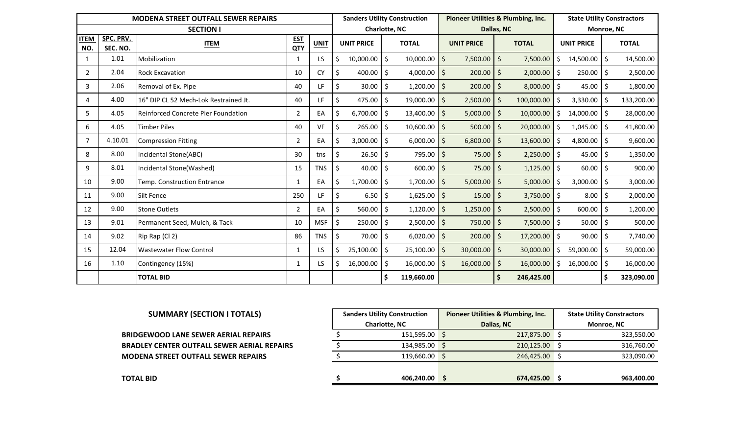| MODENA STREET OUTFALL SEWER REPAIRS | | | | | Sanders Utility Construction | | Pioneer Utilities & Plumbing, Inc. | | State Utility Constructors | |
|---|---|---|---|---|---|---|---|---|---|---|
| SECTION I | | | | | Charlotte, NC | | Dallas, NC | | Monroe, NC | |
| ITEM NO. | SPC. PRV. SEC. NO. | ITEM | EST QTY | UNIT | UNIT PRICE | TOTAL | UNIT PRICE | TOTAL | UNIT PRICE | TOTAL |
| 1 | 1.01 | Mobilization | 1 | LS | $ 10,000.00 | $ 10,000.00 | $ 7,500.00 | $ 7,500.00 | $ 14,500.00 | $ 14,500.00 |
| 2 | 2.04 | Rock Excavation | 10 | CY | $ 400.00 | $ 4,000.00 | $ 200.00 | $ 2,000.00 | $ 250.00 | $ 2,500.00 |
| 3 | 2.06 | Removal of Ex. Pipe | 40 | LF | $ 30.00 | $ 1,200.00 | $ 200.00 | $ 8,000.00 | $ 45.00 | $ 1,800.00 |
| 4 | 4.00 | 16" DIP CL 52 Mech-Lok Restrained Jt. | 40 | LF | $ 475.00 | $ 19,000.00 | $ 2,500.00 | $ 100,000.00 | $ 3,330.00 | $ 133,200.00 |
| 5 | 4.05 | Reinforced Concrete Pier Foundation | 2 | EA | $ 6,700.00 | $ 13,400.00 | $ 5,000.00 | $ 10,000.00 | $ 14,000.00 | $ 28,000.00 |
| 6 | 4.05 | Timber Piles | 40 | VF | $ 265.00 | $ 10,600.00 | $ 500.00 | $ 20,000.00 | $ 1,045.00 | $ 41,800.00 |
| 7 | 4.10.01 | Compression Fitting | 2 | EA | $ 3,000.00 | $ 6,000.00 | $ 6,800.00 | $ 13,600.00 | $ 4,800.00 | $ 9,600.00 |
| 8 | 8.00 | Incidental Stone(ABC) | 30 | tns | $ 26.50 | $ 795.00 | $ 75.00 | $ 2,250.00 | $ 45.00 | $ 1,350.00 |
| 9 | 8.01 | Incidental Stone(Washed) | 15 | TNS | $ 40.00 | $ 600.00 | $ 75.00 | $ 1,125.00 | $ 60.00 | $ 900.00 |
| 10 | 9.00 | Temp. Construction Entrance | 1 | EA | $ 1,700.00 | $ 1,700.00 | $ 5,000.00 | $ 5,000.00 | $ 3,000.00 | $ 3,000.00 |
| 11 | 9.00 | Silt Fence | 250 | LF | $ 6.50 | $ 1,625.00 | $ 15.00 | $ 3,750.00 | $ 8.00 | $ 2,000.00 |
| 12 | 9.00 | Stone Outlets | 2 | EA | $ 560.00 | $ 1,120.00 | $ 1,250.00 | $ 2,500.00 | $ 600.00 | $ 1,200.00 |
| 13 | 9.01 | Permanent Seed, Mulch, & Tack | 10 | MSF | $ 250.00 | $ 2,500.00 | $ 750.00 | $ 7,500.00 | $ 50.00 | $ 500.00 |
| 14 | 9.02 | Rip Rap (Cl 2) | 86 | TNS | $ 70.00 | $ 6,020.00 | $ 200.00 | $ 17,200.00 | $ 90.00 | $ 7,740.00 |
| 15 | 12.04 | Wastewater Flow Control | 1 | LS | $ 25,100.00 | $ 25,100.00 | $ 30,000.00 | $ 30,000.00 | $ 59,000.00 | $ 59,000.00 |
| 16 | 1.10 | Contingency (15%) | 1 | LS | $ 16,000.00 | $ 16,000.00 | $ 16,000.00 | $ 16,000.00 | $ 16,000.00 | $ 16,000.00 |
| | | **TOTAL BID** | | | | **$ 119,660.00** | | **$ 246,425.00** | | **$ 323,090.00** |

| SUMMARY (SECTION I TOTALS) | Sanders Utility Construction | Pioneer Utilities & Plumbing, Inc. | State Utility Constructors |
|---|---|---|---|
| | Charlotte, NC | Dallas, NC | Monroe, NC |
| **BRIDGEWOOD LANE SEWER AERIAL REPAIRS** | $ 151,595.00 | $ 217,875.00 | $ 323,550.00 |
| **BRADLEY CENTER OUTFALL SEWER AERIAL REPAIRS** | $ 134,985.00 | $ 210,125.00 | $ 316,760.00 |
| **MODENA STREET OUTFALL SEWER REPAIRS** | $ 119,660.00 | $ 246,425.00 | $ 323,090.00 |
| **TOTAL BID** | **$ 406,240.00** | **$ 674,425.00** | **$ 963,400.00** |